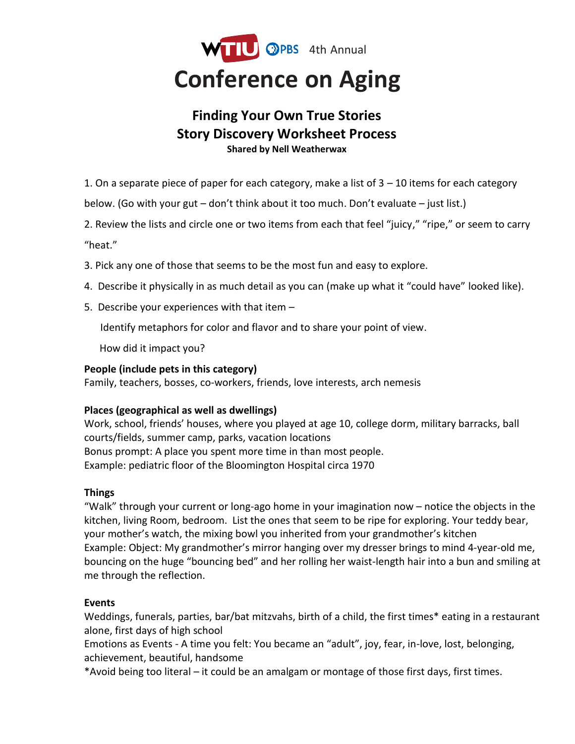WTIU PBS 4th Annual

# Conference on Aging

## Finding Your Own True Stories
## Story Discovery Worksheet Process

**Shared by Nell Weatherwax**

1. On a separate piece of paper for each category, make a list of 3 – 10 items for each category below. (Go with your gut – don't think about it too much. Don't evaluate – just list.)
2. Review the lists and circle one or two items from each that feel "juicy," "ripe," or seem to carry "heat."
3. Pick any one of those that seems to be the most fun and easy to explore.
4. Describe it physically in as much detail as you can (make up what it "could have" looked like).
5. Describe your experiences with that item –

   Identify metaphors for color and flavor and to share your point of view.

   How did it impact you?

**People (include pets in this category)**
Family, teachers, bosses, co-workers, friends, love interests, arch nemesis

**Places (geographical as well as dwellings)**
Work, school, friends' houses, where you played at age 10, college dorm, military barracks, ball courts/fields, summer camp, parks, vacation locations
Bonus prompt: A place you spent more time in than most people.
Example: pediatric floor of the Bloomington Hospital circa 1970

**Things**
"Walk" through your current or long-ago home in your imagination now – notice the objects in the kitchen, living Room, bedroom. List the ones that seem to be ripe for exploring. Your teddy bear, your mother's watch, the mixing bowl you inherited from your grandmother's kitchen
Example: Object: My grandmother's mirror hanging over my dresser brings to mind 4-year-old me, bouncing on the huge "bouncing bed" and her rolling her waist-length hair into a bun and smiling at me through the reflection.

**Events**
Weddings, funerals, parties, bar/bat mitzvahs, birth of a child, the first times* eating in a restaurant alone, first days of high school
Emotions as Events - A time you felt: You became an "adult", joy, fear, in-love, lost, belonging, achievement, beautiful, handsome
*Avoid being too literal – it could be an amalgam or montage of those first days, first times.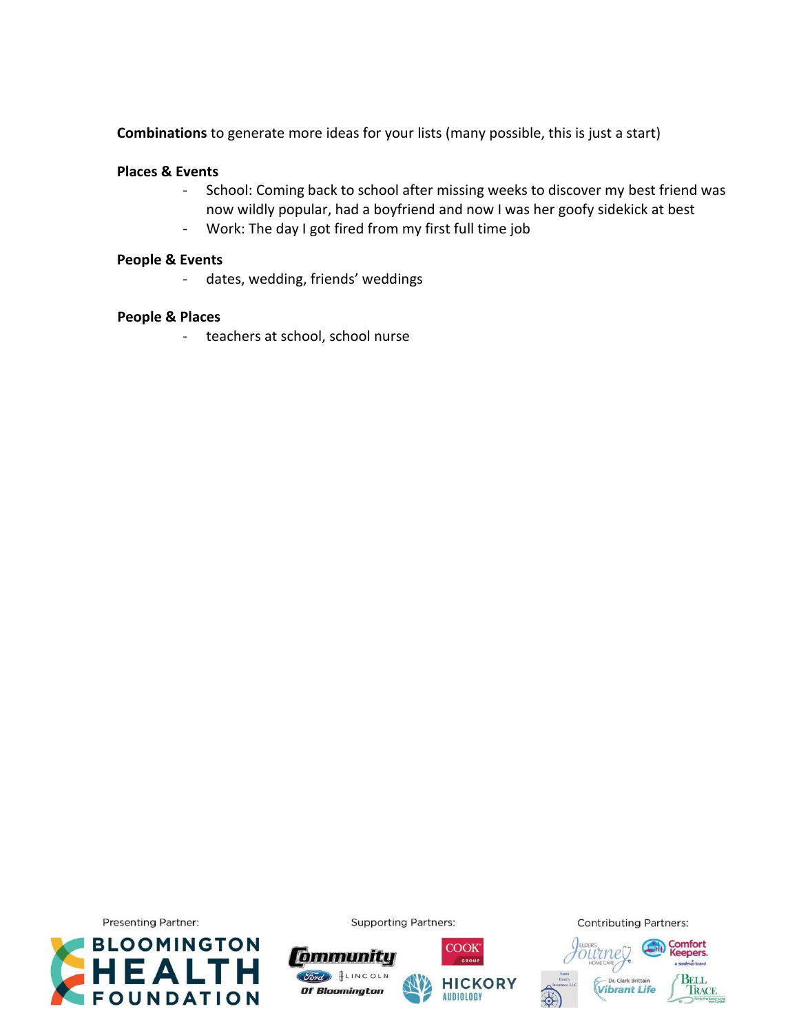**Combinations** to generate more ideas for your lists (many possible, this is just a start)

**Places & Events**

- School: Coming back to school after missing weeks to discover my best friend was now wildly popular, had a boyfriend and now I was her goofy sidekick at best
- Work: The day I got fired from my first full time job

**People & Events**

- dates, wedding, friends' weddings

**People & Places**

- teachers at school, school nurse